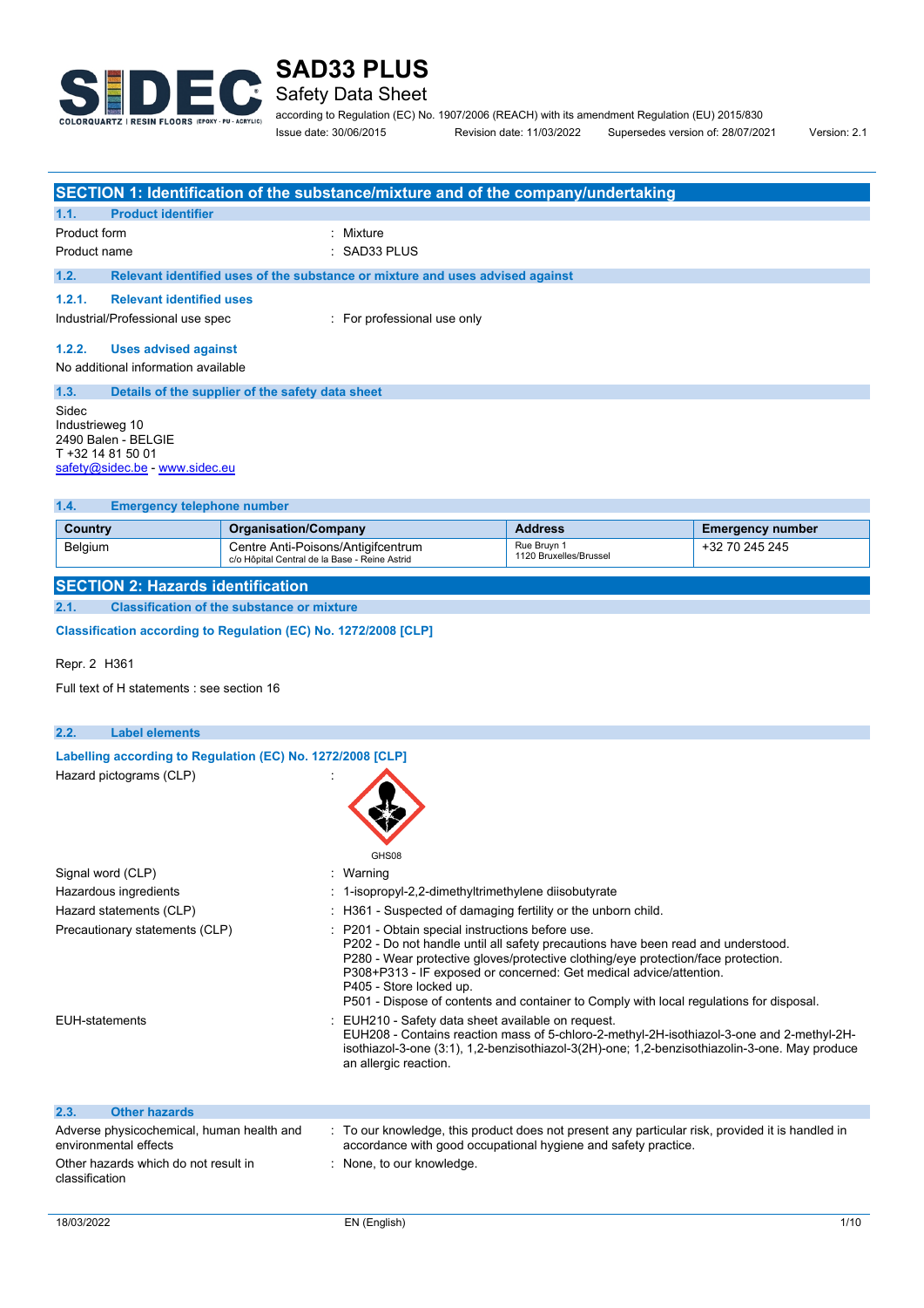# SAD33 PLUS

Safety Data Sheet

according to Regulation (EC) No. 1907/2006 (REACH) with its amendment Regulation (EU) 2015/830

Issue date: 30/06/2015 Revision date: 11/03/2022 Supersedes version of: 28/07/2021 Version: 2.1

## SECTION 1: Identification of the substance/mixture and of the company/undertaking

### 1.1. Product identifier

Product form : Mixture

Product name : SAD33 PLUS

### 1.2. Relevant identified uses of the substance or mixture and uses advised against

#### 1.2.1. Relevant identified uses

Industrial/Professional use spec : For professional use only

#### 1.2.2. Uses advised against

No additional information available

### 1.3. Details of the supplier of the safety data sheet

Sidec
Industrieweg 10
2490 Balen - BELGIE
T +32 14 81 50 01
safety@sidec.be - www.sidec.eu

### 1.4. Emergency telephone number

| Country | Organisation/Company | Address | Emergency number |
|---|---|---|---|
| Belgium | Centre Anti-Poisons/Antigifcentrum c/o Hôpital Central de la Base - Reine Astrid | Rue Bruyn 1 1120 Bruxelles/Brussel | +32 70 245 245 |

## SECTION 2: Hazards identification

### 2.1. Classification of the substance or mixture

**Classification according to Regulation (EC) No. 1272/2008 [CLP]**

Repr. 2 H361

Full text of H statements : see section 16

### 2.2. Label elements

**Labelling according to Regulation (EC) No. 1272/2008 [CLP]**

Hazard pictograms (CLP) :

GHS08

Signal word (CLP) : Warning

Hazardous ingredients : 1-isopropyl-2,2-dimethyltrimethylene diisobutyrate

Hazard statements (CLP) : H361 - Suspected of damaging fertility or the unborn child.

Precautionary statements (CLP) :
P201 - Obtain special instructions before use.
P202 - Do not handle until all safety precautions have been read and understood.
P280 - Wear protective gloves/protective clothing/eye protection/face protection.
P308+P313 - IF exposed or concerned: Get medical advice/attention.
P405 - Store locked up.
P501 - Dispose of contents and container to Comply with local regulations for disposal.

EUH-statements :
EUH210 - Safety data sheet available on request.
EUH208 - Contains reaction mass of 5-chloro-2-methyl-2H-isothiazol-3-one and 2-methyl-2H-isothiazol-3-one (3:1), 1,2-benzisothiazol-3(2H)-one; 1,2-benzisothiazolin-3-one. May produce an allergic reaction.

### 2.3. Other hazards

Adverse physicochemical, human health and environmental effects : To our knowledge, this product does not present any particular risk, provided it is handled in accordance with good occupational hygiene and safety practice.

Other hazards which do not result in classification : None, to our knowledge.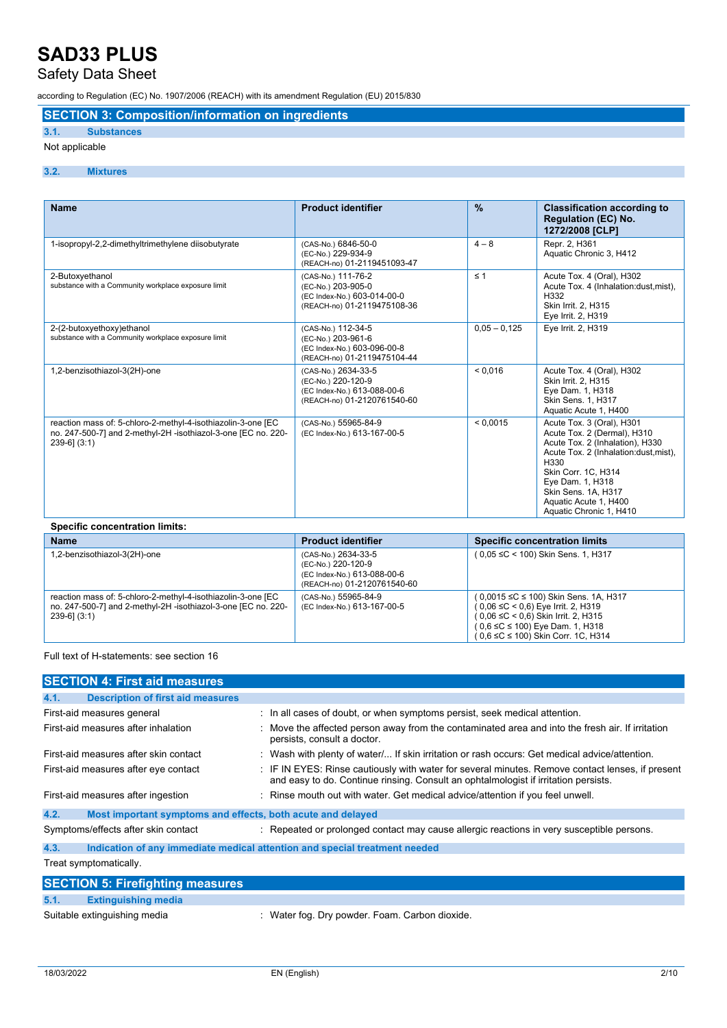## SECTION 3: Composition/information on ingredients

### 3.1. Substances

Not applicable

### 3.2. Mixtures

| Name | Product identifier | % | Classification according to Regulation (EC) No. 1272/2008 [CLP] |
|---|---|---|---|
| 1-isopropyl-2,2-dimethyltrimethylene diisobutyrate | (CAS-No.) 6846-50-0<br>(EC-No.) 229-934-9<br>(REACH-no) 01-2119451093-47 | 4 – 8 | Repr. 2, H361<br>Aquatic Chronic 3, H412 |
| 2-Butoxyethanol<br>substance with a Community workplace exposure limit | (CAS-No.) 111-76-2<br>(EC-No.) 203-905-0<br>(EC Index-No.) 603-014-00-0<br>(REACH-no) 01-2119475108-36 | ≤ 1 | Acute Tox. 4 (Oral), H302<br>Acute Tox. 4 (Inhalation:dust,mist), H332<br>Skin Irrit. 2, H315<br>Eye Irrit. 2, H319 |
| 2-(2-butoxyethoxy)ethanol<br>substance with a Community workplace exposure limit | (CAS-No.) 112-34-5<br>(EC-No.) 203-961-6<br>(EC Index-No.) 603-096-00-8<br>(REACH-no) 01-2119475104-44 | 0,05 – 0,125 | Eye Irrit. 2, H319 |
| 1,2-benzisothiazol-3(2H)-one | (CAS-No.) 2634-33-5<br>(EC-No.) 220-120-9<br>(EC Index-No.) 613-088-00-6<br>(REACH-no) 01-2120761540-60 | < 0,016 | Acute Tox. 4 (Oral), H302<br>Skin Irrit. 2, H315<br>Eye Dam. 1, H318<br>Skin Sens. 1, H317<br>Aquatic Acute 1, H400 |
| reaction mass of: 5-chloro-2-methyl-4-isothiazolin-3-one [EC no. 247-500-7] and 2-methyl-2H -isothiazol-3-one [EC no. 220-239-6] (3:1) | (CAS-No.) 55965-84-9<br>(EC Index-No.) 613-167-00-5 | < 0,0015 | Acute Tox. 3 (Oral), H301<br>Acute Tox. 2 (Dermal), H310<br>Acute Tox. 2 (Inhalation), H330<br>Acute Tox. 2 (Inhalation:dust,mist), H330<br>Skin Corr. 1C, H314<br>Eye Dam. 1, H318<br>Skin Sens. 1A, H317<br>Aquatic Acute 1, H400<br>Aquatic Chronic 1, H410 |

**Specific concentration limits:**

| Name | Product identifier | Specific concentration limits |
|---|---|---|
| 1,2-benzisothiazol-3(2H)-one | (CAS-No.) 2634-33-5<br>(EC-No.) 220-120-9<br>(EC Index-No.) 613-088-00-6<br>(REACH-no) 01-2120761540-60 | ( 0,05 ≤C < 100) Skin Sens. 1, H317 |
| reaction mass of: 5-chloro-2-methyl-4-isothiazolin-3-one [EC no. 247-500-7] and 2-methyl-2H -isothiazol-3-one [EC no. 220-239-6] (3:1) | (CAS-No.) 55965-84-9<br>(EC Index-No.) 613-167-00-5 | ( 0,0015 ≤C ≤ 100) Skin Sens. 1A, H317<br>( 0,06 ≤C < 0,6) Eye Irrit. 2, H319<br>( 0,06 ≤C < 0,6) Skin Irrit. 2, H315<br>( 0,6 ≤C ≤ 100) Eye Dam. 1, H318<br>( 0,6 ≤C ≤ 100) Skin Corr. 1C, H314 |

Full text of H-statements: see section 16

## SECTION 4: First aid measures

### 4.1. Description of first aid measures

First-aid measures general : In all cases of doubt, or when symptoms persist, seek medical attention.

First-aid measures after inhalation : Move the affected person away from the contaminated area and into the fresh air. If irritation persists, consult a doctor.

First-aid measures after skin contact : Wash with plenty of water/... If skin irritation or rash occurs: Get medical advice/attention.

First-aid measures after eye contact : IF IN EYES: Rinse cautiously with water for several minutes. Remove contact lenses, if present and easy to do. Continue rinsing. Consult an ophtalmologist if irritation persists.

First-aid measures after ingestion : Rinse mouth out with water. Get medical advice/attention if you feel unwell.

### 4.2. Most important symptoms and effects, both acute and delayed

Symptoms/effects after skin contact : Repeated or prolonged contact may cause allergic reactions in very susceptible persons.

### 4.3. Indication of any immediate medical attention and special treatment needed

Treat symptomatically.

## SECTION 5: Firefighting measures

### 5.1. Extinguishing media

Suitable extinguishing media : Water fog. Dry powder. Foam. Carbon dioxide.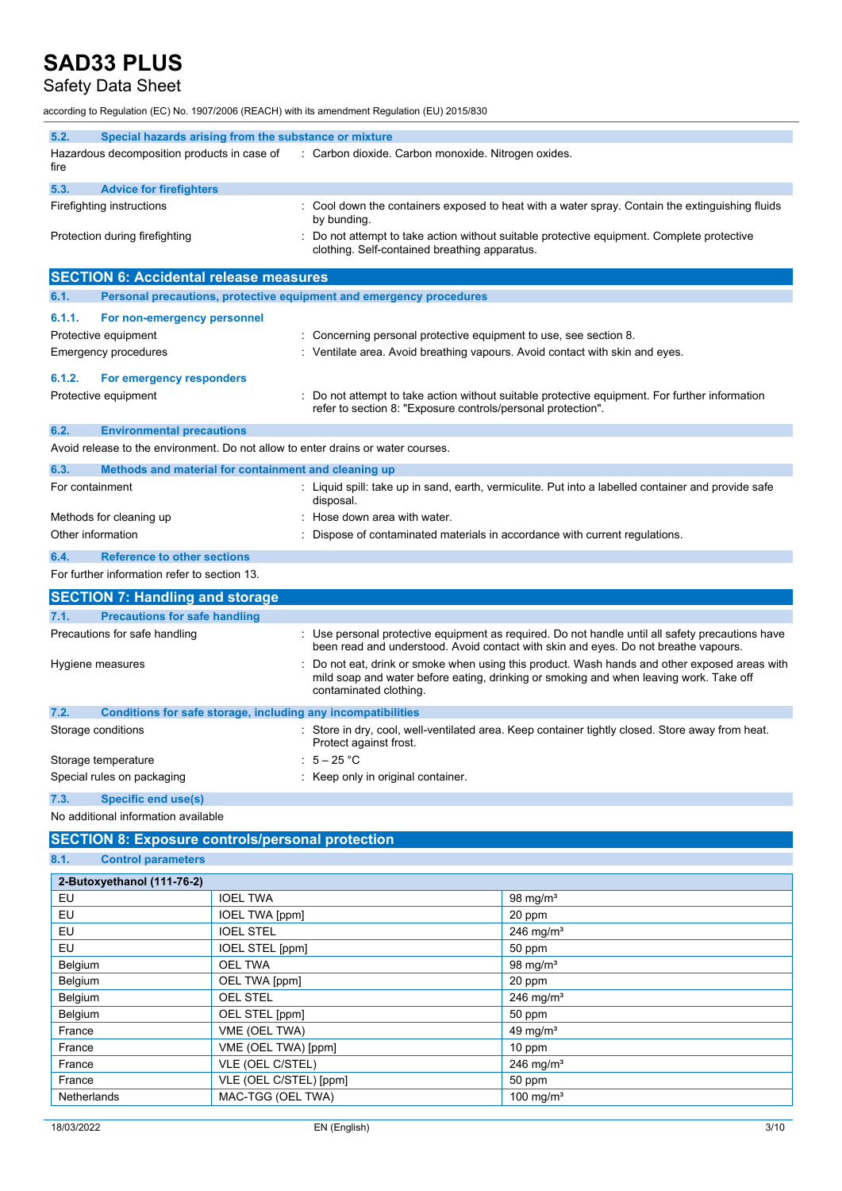### 5.2. Special hazards arising from the substance or mixture

Hazardous decomposition products in case of fire : Carbon dioxide. Carbon monoxide. Nitrogen oxides.

### 5.3. Advice for firefighters

Firefighting instructions : Cool down the containers exposed to heat with a water spray. Contain the extinguishing fluids by bunding.

Protection during firefighting : Do not attempt to take action without suitable protective equipment. Complete protective clothing. Self-contained breathing apparatus.

## SECTION 6: Accidental release measures

### 6.1. Personal precautions, protective equipment and emergency procedures

#### 6.1.1. For non-emergency personnel

Protective equipment : Concerning personal protective equipment to use, see section 8.

Emergency procedures : Ventilate area. Avoid breathing vapours. Avoid contact with skin and eyes.

#### 6.1.2. For emergency responders

Protective equipment : Do not attempt to take action without suitable protective equipment. For further information refer to section 8: "Exposure controls/personal protection".

### 6.2. Environmental precautions

Avoid release to the environment. Do not allow to enter drains or water courses.

### 6.3. Methods and material for containment and cleaning up

For containment : Liquid spill: take up in sand, earth, vermiculite. Put into a labelled container and provide safe disposal.

Methods for cleaning up : Hose down area with water.

Other information : Dispose of contaminated materials in accordance with current regulations.

### 6.4. Reference to other sections

For further information refer to section 13.

## SECTION 7: Handling and storage

### 7.1. Precautions for safe handling

Precautions for safe handling : Use personal protective equipment as required. Do not handle until all safety precautions have been read and understood. Avoid contact with skin and eyes. Do not breathe vapours.

Hygiene measures : Do not eat, drink or smoke when using this product. Wash hands and other exposed areas with mild soap and water before eating, drinking or smoking and when leaving work. Take off contaminated clothing.

### 7.2. Conditions for safe storage, including any incompatibilities

Storage conditions : Store in dry, cool, well-ventilated area. Keep container tightly closed. Store away from heat. Protect against frost.

Storage temperature : 5 – 25 °C

Special rules on packaging : Keep only in original container.

### 7.3. Specific end use(s)

No additional information available

## SECTION 8: Exposure controls/personal protection

### 8.1. Control parameters

| 2-Butoxyethanol (111-76-2) | | |
|---|---|---|
| EU | IOEL TWA | 98 mg/m³ |
| EU | IOEL TWA [ppm] | 20 ppm |
| EU | IOEL STEL | 246 mg/m³ |
| EU | IOEL STEL [ppm] | 50 ppm |
| Belgium | OEL TWA | 98 mg/m³ |
| Belgium | OEL TWA [ppm] | 20 ppm |
| Belgium | OEL STEL | 246 mg/m³ |
| Belgium | OEL STEL [ppm] | 50 ppm |
| France | VME (OEL TWA) | 49 mg/m³ |
| France | VME (OEL TWA) [ppm] | 10 ppm |
| France | VLE (OEL C/STEL) | 246 mg/m³ |
| France | VLE (OEL C/STEL) [ppm] | 50 ppm |
| Netherlands | MAC-TGG (OEL TWA) | 100 mg/m³ |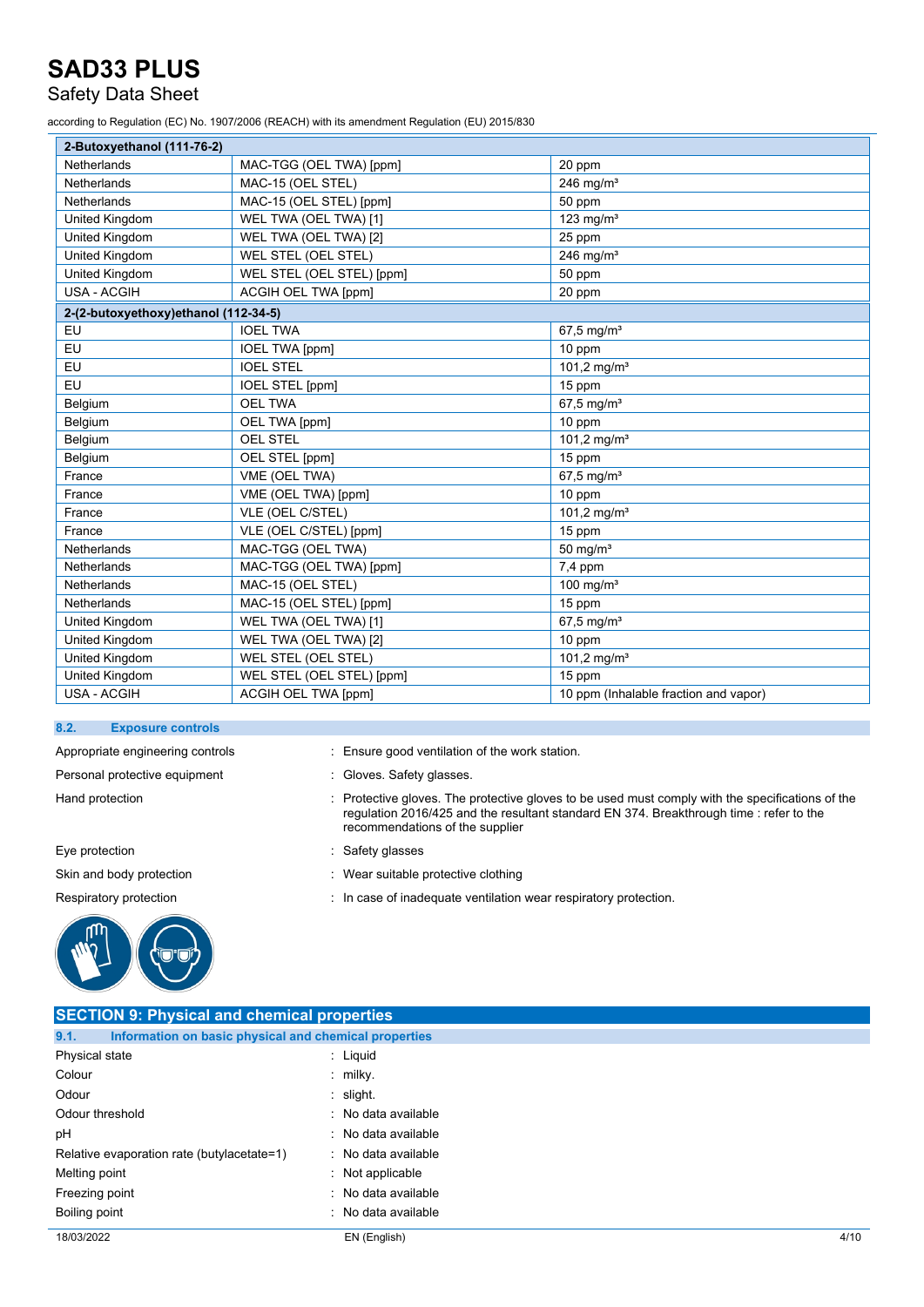| 2-Butoxyethanol (111-76-2) | | |
|---|---|---|
| Netherlands | MAC-TGG (OEL TWA) [ppm] | 20 ppm |
| Netherlands | MAC-15 (OEL STEL) | 246 mg/m³ |
| Netherlands | MAC-15 (OEL STEL) [ppm] | 50 ppm |
| United Kingdom | WEL TWA (OEL TWA) [1] | 123 mg/m³ |
| United Kingdom | WEL TWA (OEL TWA) [2] | 25 ppm |
| United Kingdom | WEL STEL (OEL STEL) | 246 mg/m³ |
| United Kingdom | WEL STEL (OEL STEL) [ppm] | 50 ppm |
| USA - ACGIH | ACGIH OEL TWA [ppm] | 20 ppm |
| **2-(2-butoxyethoxy)ethanol (112-34-5)** | | |
| EU | IOEL TWA | 67,5 mg/m³ |
| EU | IOEL TWA [ppm] | 10 ppm |
| EU | IOEL STEL | 101,2 mg/m³ |
| EU | IOEL STEL [ppm] | 15 ppm |
| Belgium | OEL TWA | 67,5 mg/m³ |
| Belgium | OEL TWA [ppm] | 10 ppm |
| Belgium | OEL STEL | 101,2 mg/m³ |
| Belgium | OEL STEL [ppm] | 15 ppm |
| France | VME (OEL TWA) | 67,5 mg/m³ |
| France | VME (OEL TWA) [ppm] | 10 ppm |
| France | VLE (OEL C/STEL) | 101,2 mg/m³ |
| France | VLE (OEL C/STEL) [ppm] | 15 ppm |
| Netherlands | MAC-TGG (OEL TWA) | 50 mg/m³ |
| Netherlands | MAC-TGG (OEL TWA) [ppm] | 7,4 ppm |
| Netherlands | MAC-15 (OEL STEL) | 100 mg/m³ |
| Netherlands | MAC-15 (OEL STEL) [ppm] | 15 ppm |
| United Kingdom | WEL TWA (OEL TWA) [1] | 67,5 mg/m³ |
| United Kingdom | WEL TWA (OEL TWA) [2] | 10 ppm |
| United Kingdom | WEL STEL (OEL STEL) | 101,2 mg/m³ |
| United Kingdom | WEL STEL (OEL STEL) [ppm] | 15 ppm |
| USA - ACGIH | ACGIH OEL TWA [ppm] | 10 ppm (Inhalable fraction and vapor) |

### 8.2. Exposure controls

Appropriate engineering controls : Ensure good ventilation of the work station.

Personal protective equipment : Gloves. Safety glasses.

Hand protection : Protective gloves. The protective gloves to be used must comply with the specifications of the regulation 2016/425 and the resultant standard EN 374. Breakthrough time : refer to the recommendations of the supplier

Eye protection : Safety glasses

Skin and body protection : Wear suitable protective clothing

Respiratory protection : In case of inadequate ventilation wear respiratory protection.

## SECTION 9: Physical and chemical properties

### 9.1. Information on basic physical and chemical properties

Physical state : Liquid

Colour : milky.

Odour : slight.

Odour threshold : No data available

pH : No data available

Relative evaporation rate (butylacetate=1) : No data available

Melting point : Not applicable

Freezing point : No data available

Boiling point : No data available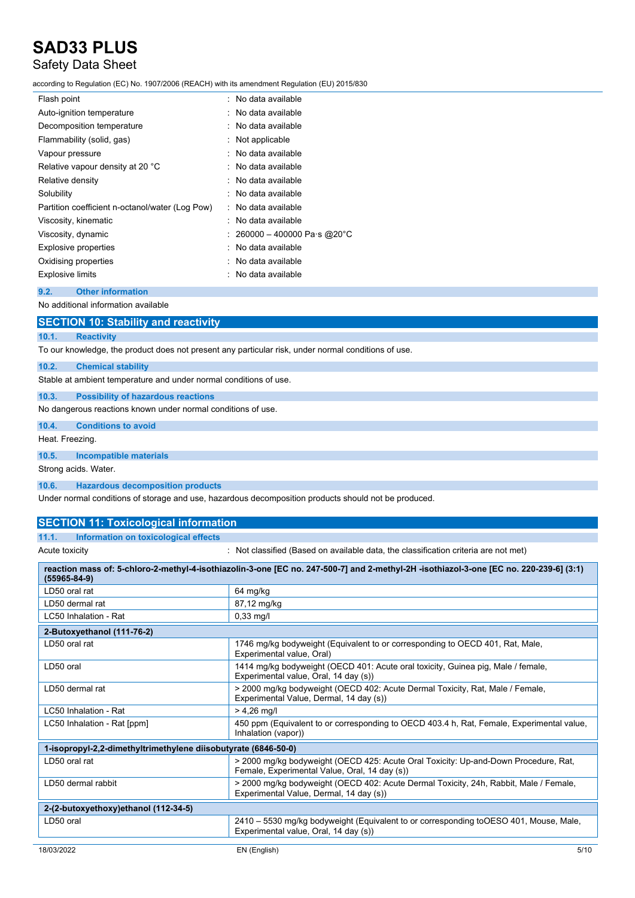| | |
|---|---|
| Flash point | : No data available |
| Auto-ignition temperature | : No data available |
| Decomposition temperature | : No data available |
| Flammability (solid, gas) | : Not applicable |
| Vapour pressure | : No data available |
| Relative vapour density at 20 °C | : No data available |
| Relative density | : No data available |
| Solubility | : No data available |
| Partition coefficient n-octanol/water (Log Pow) | : No data available |
| Viscosity, kinematic | : No data available |
| Viscosity, dynamic | : 260000 – 400000 Pa·s @20°C |
| Explosive properties | : No data available |
| Oxidising properties | : No data available |
| Explosive limits | : No data available |

### 9.2. Other information

No additional information available

## SECTION 10: Stability and reactivity

### 10.1. Reactivity

To our knowledge, the product does not present any particular risk, under normal conditions of use.

### 10.2. Chemical stability

Stable at ambient temperature and under normal conditions of use.

### 10.3. Possibility of hazardous reactions

No dangerous reactions known under normal conditions of use.

### 10.4. Conditions to avoid

Heat. Freezing.

### 10.5. Incompatible materials

Strong acids. Water.

### 10.6. Hazardous decomposition products

Under normal conditions of storage and use, hazardous decomposition products should not be produced.

## SECTION 11: Toxicological information

### 11.1. Information on toxicological effects

Acute toxicity : Not classified (Based on available data, the classification criteria are not met)

| **reaction mass of: 5-chloro-2-methyl-4-isothiazolin-3-one [EC no. 247-500-7] and 2-methyl-2H -isothiazol-3-one [EC no. 220-239-6] (3:1) (55965-84-9)** | |
|---|---|
| LD50 oral rat | 64 mg/kg |
| LD50 dermal rat | 87,12 mg/kg |
| LC50 Inhalation - Rat | 0,33 mg/l |
| **2-Butoxyethanol (111-76-2)** | |
| LD50 oral rat | 1746 mg/kg bodyweight (Equivalent to or corresponding to OECD 401, Rat, Male, Experimental value, Oral) |
| LD50 oral | 1414 mg/kg bodyweight (OECD 401: Acute oral toxicity, Guinea pig, Male / female, Experimental value, Oral, 14 day (s)) |
| LD50 dermal rat | > 2000 mg/kg bodyweight (OECD 402: Acute Dermal Toxicity, Rat, Male / Female, Experimental Value, Dermal, 14 day (s)) |
| LC50 Inhalation - Rat | > 4,26 mg/l |
| LC50 Inhalation - Rat [ppm] | 450 ppm (Equivalent to or corresponding to OECD 403.4 h, Rat, Female, Experimental value, Inhalation (vapor)) |
| **1-isopropyl-2,2-dimethyltrimethylene diisobutyrate (6846-50-0)** | |
| LD50 oral rat | > 2000 mg/kg bodyweight (OECD 425: Acute Oral Toxicity: Up-and-Down Procedure, Rat, Female, Experimental Value, Oral, 14 day (s)) |
| LD50 dermal rabbit | > 2000 mg/kg bodyweight (OECD 402: Acute Dermal Toxicity, 24h, Rabbit, Male / Female, Experimental Value, Dermal, 14 day (s)) |
| **2-(2-butoxyethoxy)ethanol (112-34-5)** | |
| LD50 oral | 2410 – 5530 mg/kg bodyweight (Equivalent to or corresponding toOESO 401, Mouse, Male, Experimental value, Oral, 14 day (s)) |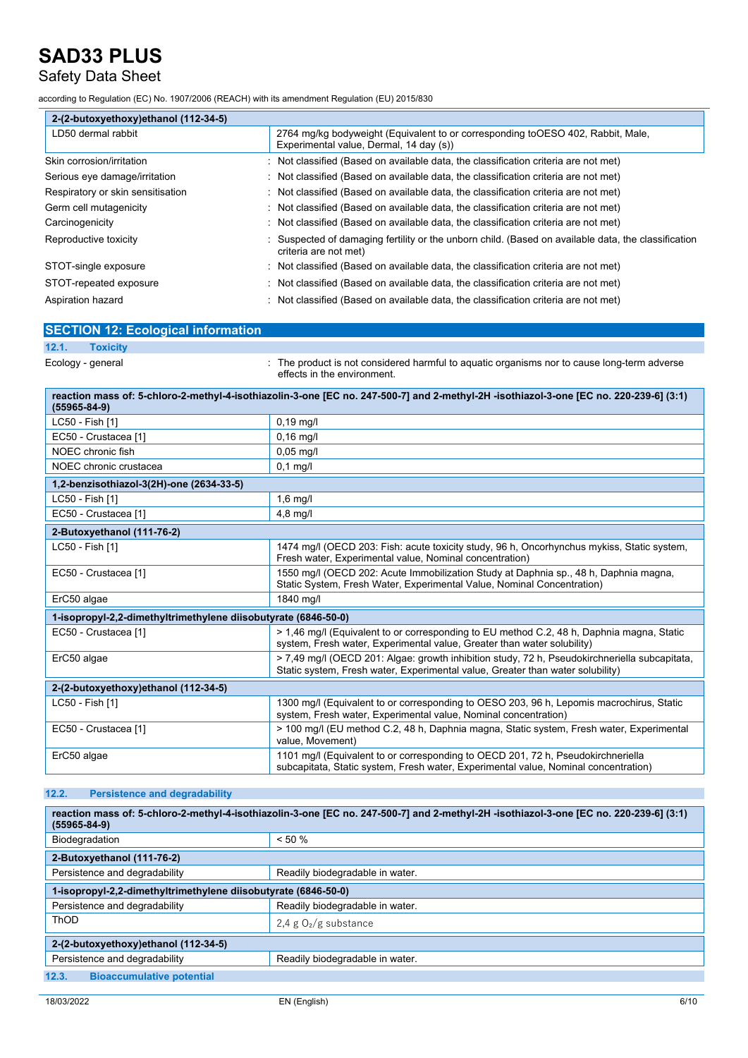| 2-(2-butoxyethoxy)ethanol (112-34-5) | |
|---|---|
| LD50 dermal rabbit | 2764 mg/kg bodyweight (Equivalent to or corresponding toOESO 402, Rabbit, Male, Experimental value, Dermal, 14 day (s)) |

| | |
|---|---|
| Skin corrosion/irritation | : Not classified (Based on available data, the classification criteria are not met) |
| Serious eye damage/irritation | : Not classified (Based on available data, the classification criteria are not met) |
| Respiratory or skin sensitisation | : Not classified (Based on available data, the classification criteria are not met) |
| Germ cell mutagenicity | : Not classified (Based on available data, the classification criteria are not met) |
| Carcinogenicity | : Not classified (Based on available data, the classification criteria are not met) |
| Reproductive toxicity | : Suspected of damaging fertility or the unborn child. (Based on available data, the classification criteria are not met) |
| STOT-single exposure | : Not classified (Based on available data, the classification criteria are not met) |
| STOT-repeated exposure | : Not classified (Based on available data, the classification criteria are not met) |
| Aspiration hazard | : Not classified (Based on available data, the classification criteria are not met) |

## SECTION 12: Ecological information

### 12.1. Toxicity

Ecology - general : The product is not considered harmful to aquatic organisms nor to cause long-term adverse effects in the environment.

| reaction mass of: 5-chloro-2-methyl-4-isothiazolin-3-one [EC no. 247-500-7] and 2-methyl-2H -isothiazol-3-one [EC no. 220-239-6] (3:1) (55965-84-9) | |
|---|---|
| LC50 - Fish [1] | 0,19 mg/l |
| EC50 - Crustacea [1] | 0,16 mg/l |
| NOEC chronic fish | 0,05 mg/l |
| NOEC chronic crustacea | 0,1 mg/l |
| **1,2-benzisothiazol-3(2H)-one (2634-33-5)** | |
| LC50 - Fish [1] | 1,6 mg/l |
| EC50 - Crustacea [1] | 4,8 mg/l |
| **2-Butoxyethanol (111-76-2)** | |
| LC50 - Fish [1] | 1474 mg/l (OECD 203: Fish: acute toxicity study, 96 h, Oncorhynchus mykiss, Static system, Fresh water, Experimental value, Nominal concentration) |
| EC50 - Crustacea [1] | 1550 mg/l (OECD 202: Acute Immobilization Study at Daphnia sp., 48 h, Daphnia magna, Static System, Fresh Water, Experimental Value, Nominal Concentration) |
| ErC50 algae | 1840 mg/l |
| **1-isopropyl-2,2-dimethyltrimethylene diisobutyrate (6846-50-0)** | |
| EC50 - Crustacea [1] | > 1,46 mg/l (Equivalent to or corresponding to EU method C.2, 48 h, Daphnia magna, Static system, Fresh water, Experimental value, Greater than water solubility) |
| ErC50 algae | > 7,49 mg/l (OECD 201: Algae: growth inhibition study, 72 h, Pseudokirchneriella subcapitata, Static system, Fresh water, Experimental value, Greater than water solubility) |
| **2-(2-butoxyethoxy)ethanol (112-34-5)** | |
| LC50 - Fish [1] | 1300 mg/l (Equivalent to or corresponding to OESO 203, 96 h, Lepomis macrochirus, Static system, Fresh water, Experimental value, Nominal concentration) |
| EC50 - Crustacea [1] | > 100 mg/l (EU method C.2, 48 h, Daphnia magna, Static system, Fresh water, Experimental value, Movement) |
| ErC50 algae | 1101 mg/l (Equivalent to or corresponding to OECD 201, 72 h, Pseudokirchneriella subcapitata, Static system, Fresh water, Experimental value, Nominal concentration) |

### 12.2. Persistence and degradability

| reaction mass of: 5-chloro-2-methyl-4-isothiazolin-3-one [EC no. 247-500-7] and 2-methyl-2H -isothiazol-3-one [EC no. 220-239-6] (3:1) (55965-84-9) | |
|---|---|
| Biodegradation | < 50 % |
| **2-Butoxyethanol (111-76-2)** | |
| Persistence and degradability | Readily biodegradable in water. |
| **1-isopropyl-2,2-dimethyltrimethylene diisobutyrate (6846-50-0)** | |
| Persistence and degradability | Readily biodegradable in water. |
| ThOD | 2,4 g $O_2$/g substance |
| **2-(2-butoxyethoxy)ethanol (112-34-5)** | |
| Persistence and degradability | Readily biodegradable in water. |

### 12.3. Bioaccumulative potential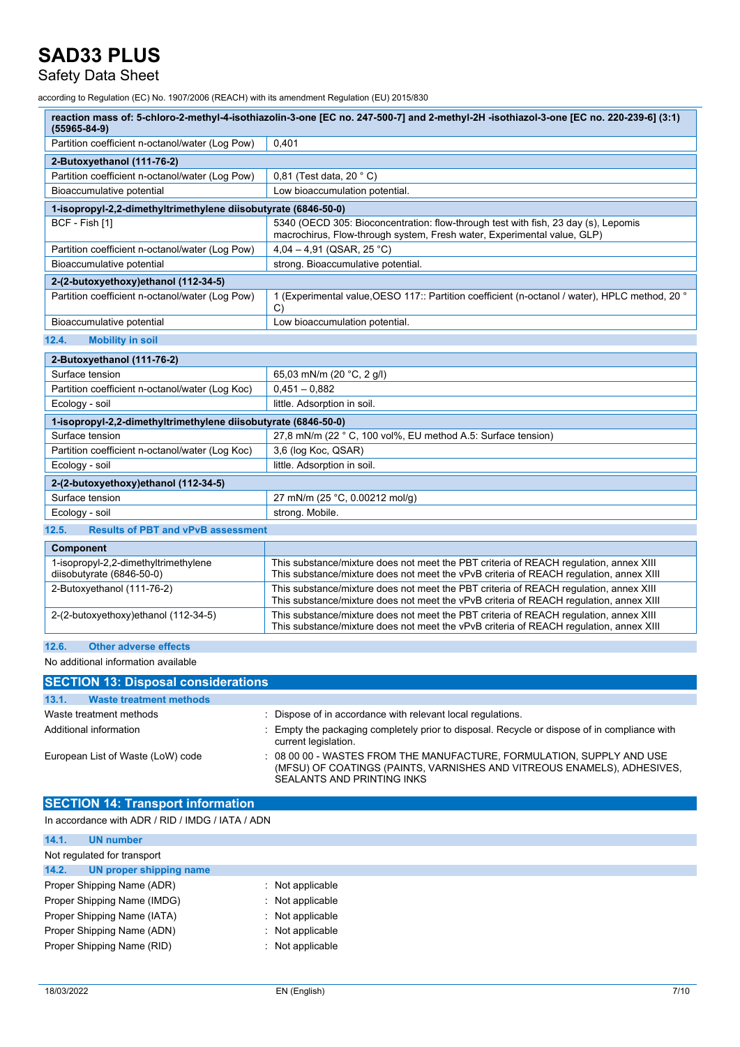| reaction mass of: 5-chloro-2-methyl-4-isothiazolin-3-one [EC no. 247-500-7] and 2-methyl-2H -isothiazol-3-one [EC no. 220-239-6] (3:1) (55965-84-9) | |
|---|---|
| Partition coefficient n-octanol/water (Log Pow) | 0,401 |

| 2-Butoxyethanol (111-76-2) | |
|---|---|
| Partition coefficient n-octanol/water (Log Pow) | 0,81 (Test data, 20 ° C) |
| Bioaccumulative potential | Low bioaccumulation potential. |

| 1-isopropyl-2,2-dimethyltrimethylene diisobutyrate (6846-50-0) | |
|---|---|
| BCF - Fish [1] | 5340 (OECD 305: Bioconcentration: flow-through test with fish, 23 day (s), Lepomis macrochirus, Flow-through system, Fresh water, Experimental value, GLP) |
| Partition coefficient n-octanol/water (Log Pow) | 4,04 – 4,91 (QSAR, 25 °C) |
| Bioaccumulative potential | strong. Bioaccumulative potential. |

| 2-(2-butoxyethoxy)ethanol (112-34-5) | |
|---|---|
| Partition coefficient n-octanol/water (Log Pow) | 1 (Experimental value,OESO 117:: Partition coefficient (n-octanol / water), HPLC method, 20 ° C) |
| Bioaccumulative potential | Low bioaccumulation potential. |

### 12.4. Mobility in soil

| 2-Butoxyethanol (111-76-2) | |
|---|---|
| Surface tension | 65,03 mN/m (20 °C, 2 g/l) |
| Partition coefficient n-octanol/water (Log Koc) | 0,451 – 0,882 |
| Ecology - soil | little. Adsorption in soil. |

| 1-isopropyl-2,2-dimethyltrimethylene diisobutyrate (6846-50-0) | |
|---|---|
| Surface tension | 27,8 mN/m (22 ° C, 100 vol%, EU method A.5: Surface tension) |
| Partition coefficient n-octanol/water (Log Koc) | 3,6 (log Koc, QSAR) |
| Ecology - soil | little. Adsorption in soil. |

| 2-(2-butoxyethoxy)ethanol (112-34-5) | |
|---|---|
| Surface tension | 27 mN/m (25 °C, 0.00212 mol/g) |
| Ecology - soil | strong. Mobile. |

### 12.5. Results of PBT and vPvB assessment

| Component | |
|---|---|
| 1-isopropyl-2,2-dimethyltrimethylene diisobutyrate (6846-50-0) | This substance/mixture does not meet the PBT criteria of REACH regulation, annex XIII<br>This substance/mixture does not meet the vPvB criteria of REACH regulation, annex XIII |
| 2-Butoxyethanol (111-76-2) | This substance/mixture does not meet the PBT criteria of REACH regulation, annex XIII<br>This substance/mixture does not meet the vPvB criteria of REACH regulation, annex XIII |
| 2-(2-butoxyethoxy)ethanol (112-34-5) | This substance/mixture does not meet the PBT criteria of REACH regulation, annex XIII<br>This substance/mixture does not meet the vPvB criteria of REACH regulation, annex XIII |

### 12.6. Other adverse effects

No additional information available

## SECTION 13: Disposal considerations

### 13.1. Waste treatment methods

Waste treatment methods : Dispose of in accordance with relevant local regulations.

Additional information : Empty the packaging completely prior to disposal. Recycle or dispose of in compliance with current legislation.

European List of Waste (LoW) code : 08 00 00 - WASTES FROM THE MANUFACTURE, FORMULATION, SUPPLY AND USE (MFSU) OF COATINGS (PAINTS, VARNISHES AND VITREOUS ENAMELS), ADHESIVES, SEALANTS AND PRINTING INKS

## SECTION 14: Transport information

In accordance with ADR / RID / IMDG / IATA / ADN

### 14.1. UN number

Not regulated for transport

### 14.2. UN proper shipping name

Proper Shipping Name (ADR) : Not applicable

Proper Shipping Name (IMDG) : Not applicable

Proper Shipping Name (IATA) : Not applicable

Proper Shipping Name (ADN) : Not applicable

Proper Shipping Name (RID) : Not applicable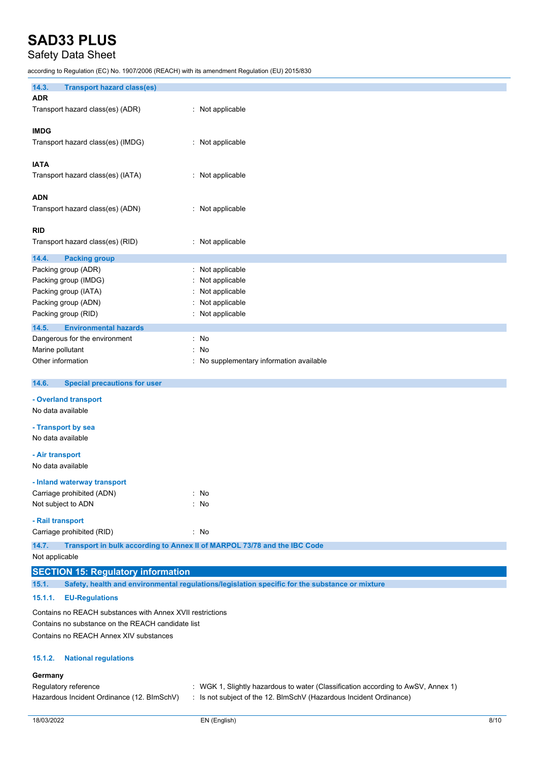### 14.3. Transport hazard class(es)

**ADR**

Transport hazard class(es) (ADR) : Not applicable

**IMDG**

Transport hazard class(es) (IMDG) : Not applicable

**IATA**

Transport hazard class(es) (IATA) : Not applicable

**ADN**

Transport hazard class(es) (ADN) : Not applicable

**RID**

Transport hazard class(es) (RID) : Not applicable

### 14.4. Packing group

Packing group (ADR) : Not applicable
Packing group (IMDG) : Not applicable
Packing group (IATA) : Not applicable
Packing group (ADN) : Not applicable
Packing group (RID) : Not applicable

### 14.5. Environmental hazards

Dangerous for the environment : No
Marine pollutant : No
Other information : No supplementary information available

### 14.6. Special precautions for user

**- Overland transport**

No data available

**- Transport by sea**

No data available

**- Air transport**

No data available

**- Inland waterway transport**

Carriage prohibited (ADN) : No
Not subject to ADN : No

**- Rail transport**

Carriage prohibited (RID) : No

### 14.7. Transport in bulk according to Annex II of MARPOL 73/78 and the IBC Code

Not applicable

## SECTION 15: Regulatory information

### 15.1. Safety, health and environmental regulations/legislation specific for the substance or mixture

#### 15.1.1. EU-Regulations

Contains no REACH substances with Annex XVII restrictions
Contains no substance on the REACH candidate list
Contains no REACH Annex XIV substances

#### 15.1.2. National regulations

**Germany**

Regulatory reference : WGK 1, Slightly hazardous to water (Classification according to AwSV, Annex 1)
Hazardous Incident Ordinance (12. BImSchV) : Is not subject of the 12. BImSchV (Hazardous Incident Ordinance)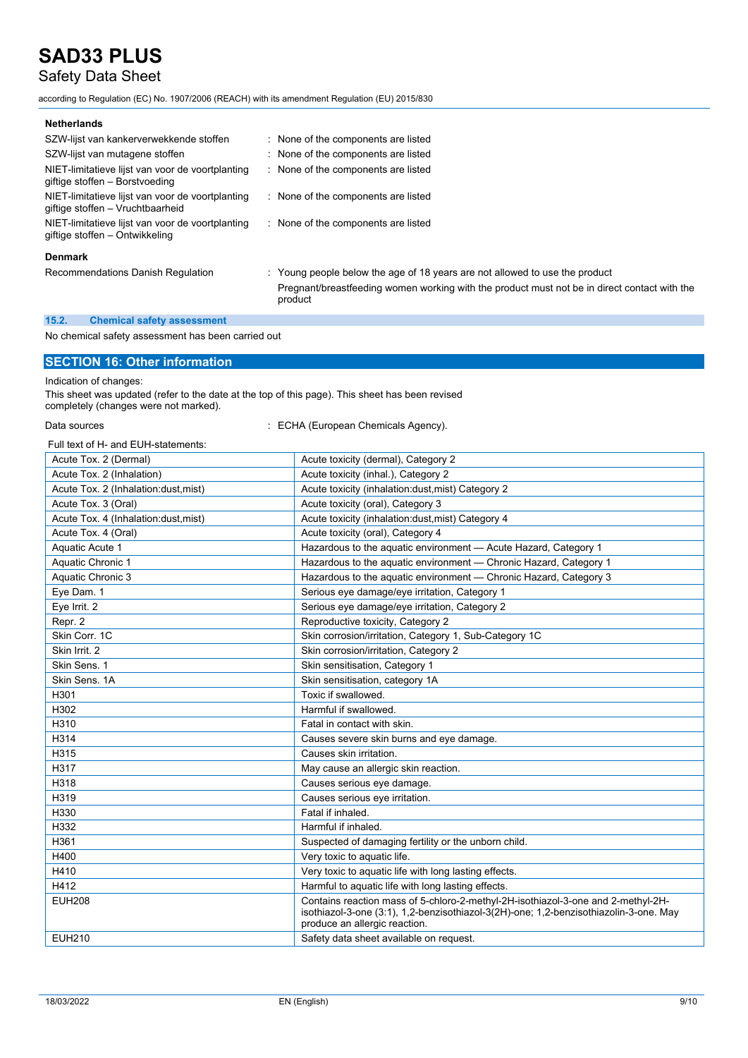**Netherlands**

| | |
|---|---|
| SZW-lijst van kankerverwekkende stoffen | : None of the components are listed |
| SZW-lijst van mutagene stoffen | : None of the components are listed |
| NIET-limitatieve lijst van voor de voortplanting giftige stoffen – Borstvoeding | : None of the components are listed |
| NIET-limitatieve lijst van voor de voortplanting giftige stoffen – Vruchtbaarheid | : None of the components are listed |
| NIET-limitatieve lijst van voor de voortplanting giftige stoffen – Ontwikkeling | : None of the components are listed |

**Denmark**

Recommendations Danish Regulation : Young people below the age of 18 years are not allowed to use the product

Pregnant/breastfeeding women working with the product must not be in direct contact with the product

### 15.2. Chemical safety assessment

No chemical safety assessment has been carried out

## SECTION 16: Other information

Indication of changes:

This sheet was updated (refer to the date at the top of this page). This sheet has been revised completely (changes were not marked).

Data sources : ECHA (European Chemicals Agency).

Full text of H- and EUH-statements:

| | |
|---|---|
| Acute Tox. 2 (Dermal) | Acute toxicity (dermal), Category 2 |
| Acute Tox. 2 (Inhalation) | Acute toxicity (inhal.), Category 2 |
| Acute Tox. 2 (Inhalation:dust,mist) | Acute toxicity (inhalation:dust,mist) Category 2 |
| Acute Tox. 3 (Oral) | Acute toxicity (oral), Category 3 |
| Acute Tox. 4 (Inhalation:dust,mist) | Acute toxicity (inhalation:dust,mist) Category 4 |
| Acute Tox. 4 (Oral) | Acute toxicity (oral), Category 4 |
| Aquatic Acute 1 | Hazardous to the aquatic environment — Acute Hazard, Category 1 |
| Aquatic Chronic 1 | Hazardous to the aquatic environment — Chronic Hazard, Category 1 |
| Aquatic Chronic 3 | Hazardous to the aquatic environment — Chronic Hazard, Category 3 |
| Eye Dam. 1 | Serious eye damage/eye irritation, Category 1 |
| Eye Irrit. 2 | Serious eye damage/eye irritation, Category 2 |
| Repr. 2 | Reproductive toxicity, Category 2 |
| Skin Corr. 1C | Skin corrosion/irritation, Category 1, Sub-Category 1C |
| Skin Irrit. 2 | Skin corrosion/irritation, Category 2 |
| Skin Sens. 1 | Skin sensitisation, Category 1 |
| Skin Sens. 1A | Skin sensitisation, category 1A |
| H301 | Toxic if swallowed. |
| H302 | Harmful if swallowed. |
| H310 | Fatal in contact with skin. |
| H314 | Causes severe skin burns and eye damage. |
| H315 | Causes skin irritation. |
| H317 | May cause an allergic skin reaction. |
| H318 | Causes serious eye damage. |
| H319 | Causes serious eye irritation. |
| H330 | Fatal if inhaled. |
| H332 | Harmful if inhaled. |
| H361 | Suspected of damaging fertility or the unborn child. |
| H400 | Very toxic to aquatic life. |
| H410 | Very toxic to aquatic life with long lasting effects. |
| H412 | Harmful to aquatic life with long lasting effects. |
| EUH208 | Contains reaction mass of 5-chloro-2-methyl-2H-isothiazol-3-one and 2-methyl-2H-isothiazol-3-one (3:1), 1,2-benzisothiazol-3(2H)-one; 1,2-benzisothiazolin-3-one. May produce an allergic reaction. |
| EUH210 | Safety data sheet available on request. |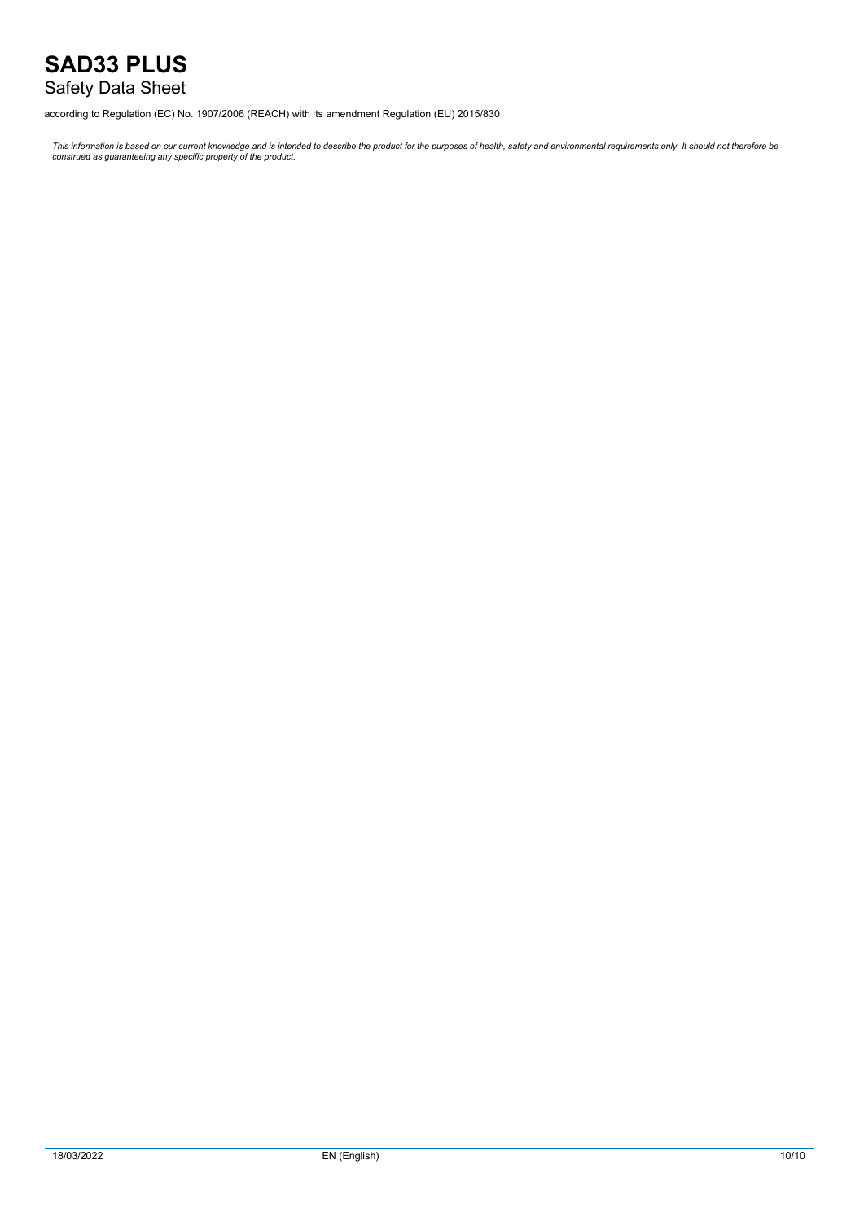*This information is based on our current knowledge and is intended to describe the product for the purposes of health, safety and environmental requirements only. It should not therefore be construed as guaranteeing any specific property of the product.*